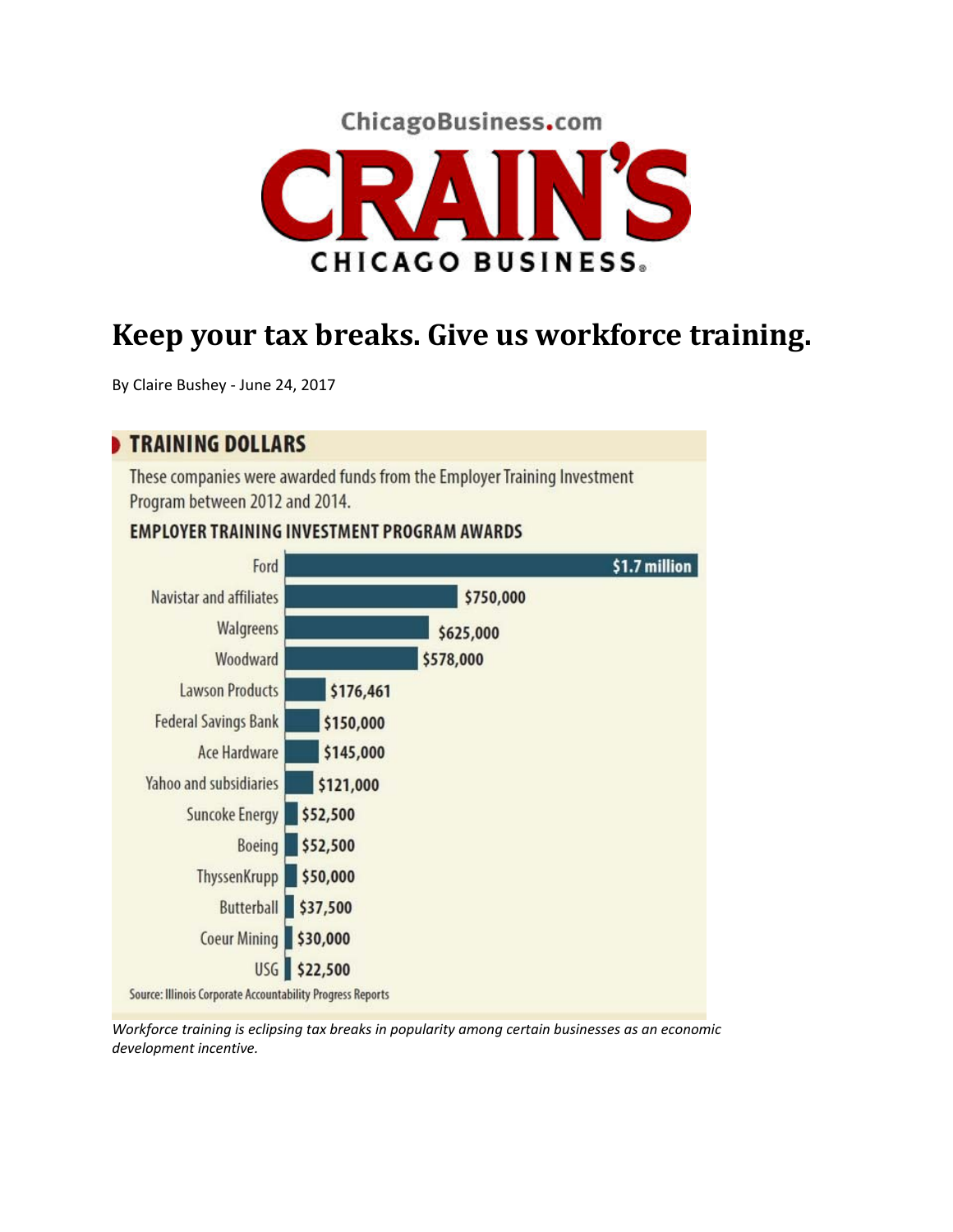ChicagoBusiness.com

# CRAIN'S CHICAGO BUSINESS

# Keep your tax breaks. Give us workforce training.

By Claire Bushey - June 24, 2017

## TRAINING DOLLARS

These companies were awarded funds from the Employer Training Investment Program between 2012 and 2014.

### EMPLOYER TRAINING INVESTMENT PROGRAM AWARDS

| Company | Award |
|---|---|
| Ford | $1.7 million |
| Navistar and affiliates | $750,000 |
| Walgreens | $625,000 |
| Woodward | $578,000 |
| Lawson Products | $176,461 |
| Federal Savings Bank | $150,000 |
| Ace Hardware | $145,000 |
| Yahoo and subsidiaries | $121,000 |
| Suncoke Energy | $52,500 |
| Boeing | $52,500 |
| ThyssenKrupp | $50,000 |
| Butterball | $37,500 |
| Coeur Mining | $30,000 |
| USG | $22,500 |

Source: Illinois Corporate Accountability Progress Reports

*Workforce training is eclipsing tax breaks in popularity among certain businesses as an economic development incentive.*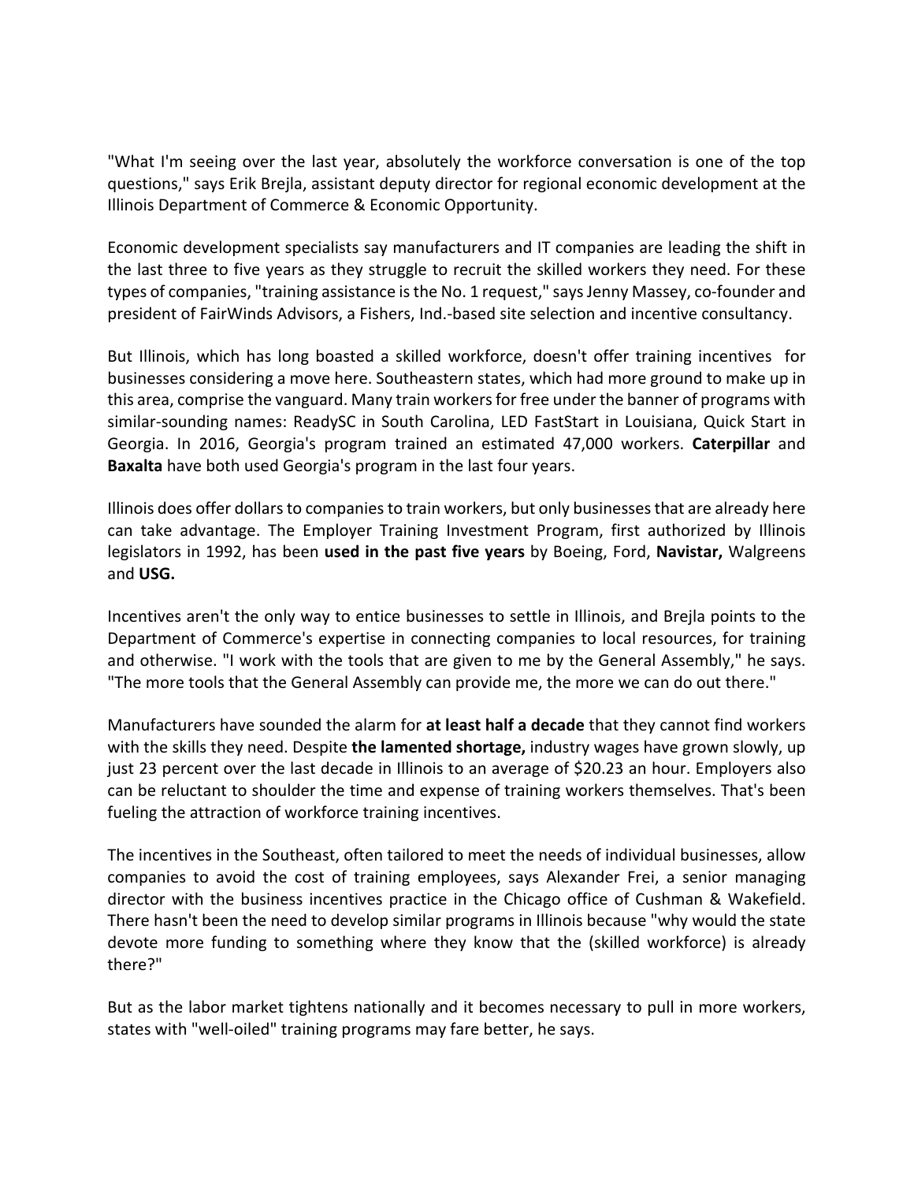"What I'm seeing over the last year, absolutely the workforce conversation is one of the top questions," says Erik Brejla, assistant deputy director for regional economic development at the Illinois Department of Commerce & Economic Opportunity.

Economic development specialists say manufacturers and IT companies are leading the shift in the last three to five years as they struggle to recruit the skilled workers they need. For these types of companies, "training assistance is the No. 1 request," says Jenny Massey, co-founder and president of FairWinds Advisors, a Fishers, Ind.-based site selection and incentive consultancy.

But Illinois, which has long boasted a skilled workforce, doesn't offer training incentives for businesses considering a move here. Southeastern states, which had more ground to make up in this area, comprise the vanguard. Many train workers for free under the banner of programs with similar-sounding names: ReadySC in South Carolina, LED FastStart in Louisiana, Quick Start in Georgia. In 2016, Georgia's program trained an estimated 47,000 workers. **Caterpillar** and **Baxalta** have both used Georgia's program in the last four years.

Illinois does offer dollars to companies to train workers, but only businesses that are already here can take advantage. The Employer Training Investment Program, first authorized by Illinois legislators in 1992, has been **used in the past five years** by Boeing, Ford, **Navistar,** Walgreens and **USG.**

Incentives aren't the only way to entice businesses to settle in Illinois, and Brejla points to the Department of Commerce's expertise in connecting companies to local resources, for training and otherwise. "I work with the tools that are given to me by the General Assembly," he says. "The more tools that the General Assembly can provide me, the more we can do out there."

Manufacturers have sounded the alarm for **at least half a decade** that they cannot find workers with the skills they need. Despite **the lamented shortage,** industry wages have grown slowly, up just 23 percent over the last decade in Illinois to an average of $20.23 an hour. Employers also can be reluctant to shoulder the time and expense of training workers themselves. That's been fueling the attraction of workforce training incentives.

The incentives in the Southeast, often tailored to meet the needs of individual businesses, allow companies to avoid the cost of training employees, says Alexander Frei, a senior managing director with the business incentives practice in the Chicago office of Cushman & Wakefield. There hasn't been the need to develop similar programs in Illinois because "why would the state devote more funding to something where they know that the (skilled workforce) is already there?"

But as the labor market tightens nationally and it becomes necessary to pull in more workers, states with "well-oiled" training programs may fare better, he says.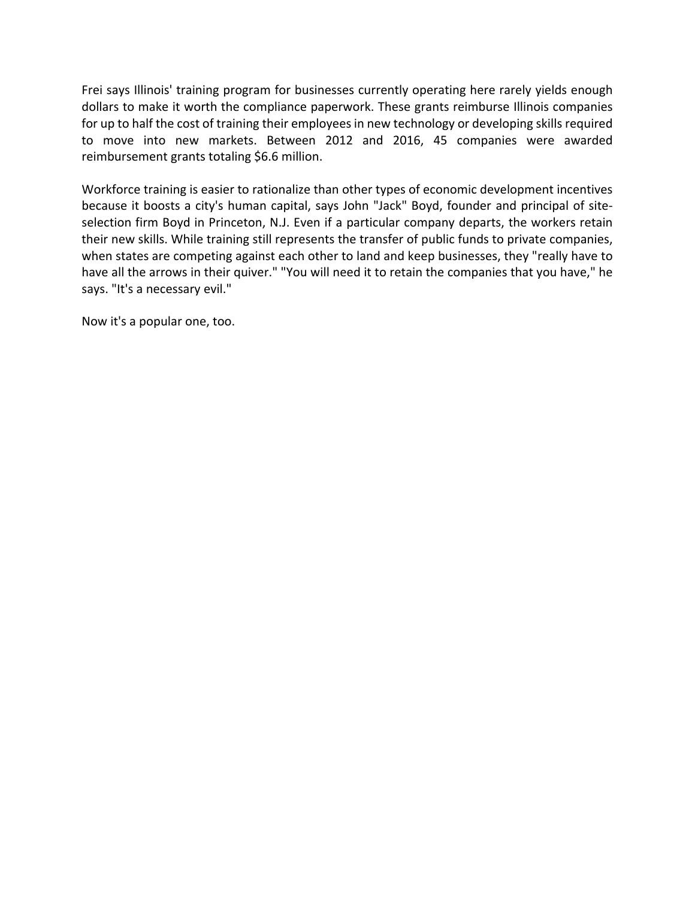Frei says Illinois' training program for businesses currently operating here rarely yields enough dollars to make it worth the compliance paperwork. These grants reimburse Illinois companies for up to half the cost of training their employees in new technology or developing skills required to move into new markets. Between 2012 and 2016, 45 companies were awarded reimbursement grants totaling $6.6 million.

Workforce training is easier to rationalize than other types of economic development incentives because it boosts a city's human capital, says John "Jack" Boyd, founder and principal of site-selection firm Boyd in Princeton, N.J. Even if a particular company departs, the workers retain their new skills. While training still represents the transfer of public funds to private companies, when states are competing against each other to land and keep businesses, they "really have to have all the arrows in their quiver." "You will need it to retain the companies that you have," he says. "It's a necessary evil."

Now it's a popular one, too.